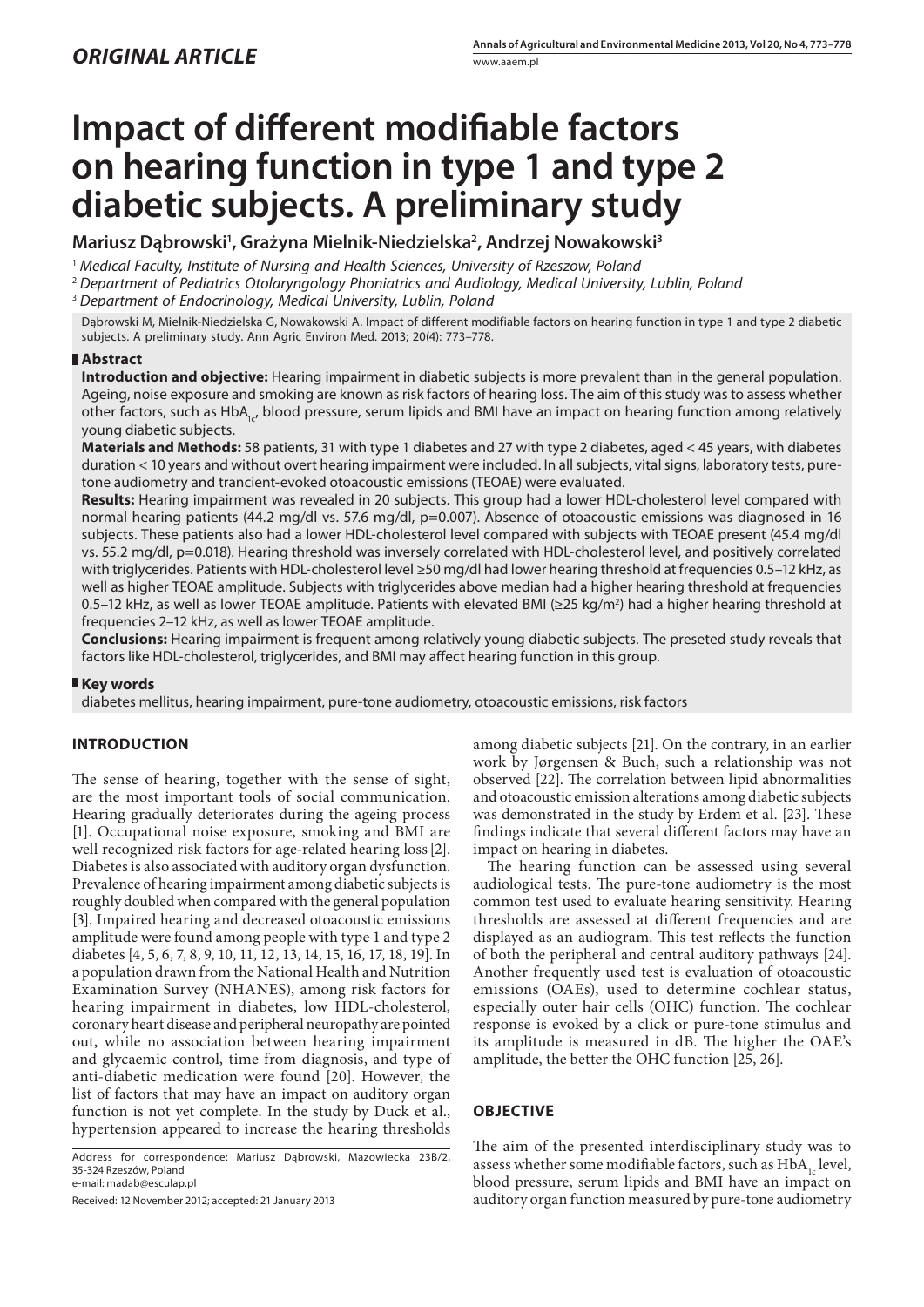*ORIGINAL ARTICLE*

# Impact of different modifiable factors on hearing function in type 1 and type 2 diabetic subjects. A preliminary study

**Mariusz Dąbrowski[1], Grażyna Mielnik-Niedzielska[2], Andrzej Nowakowski[3]**

[1] *Medical Faculty, Institute of Nursing and Health Sciences, University of Rzeszow, Poland*
[2] *Department of Pediatrics Otolaryngology Phoniatrics and Audiology, Medical University, Lublin, Poland*
[3] *Department of Endocrinology, Medical University, Lublin, Poland*

Dąbrowski M, Mielnik-Niedzielska G, Nowakowski A. Impact of different modifiable factors on hearing function in type 1 and type 2 diabetic subjects. A preliminary study. Ann Agric Environ Med. 2013; 20(4): 773–778.

## Abstract

**Introduction and objective:** Hearing impairment in diabetic subjects is more prevalent than in the general population. Ageing, noise exposure and smoking are known as risk factors of hearing loss. The aim of this study was to assess whether other factors, such as $HbA_{1c}$, blood pressure, serum lipids and BMI have an impact on hearing function among relatively young diabetic subjects.

**Materials and Methods:** 58 patients, 31 with type 1 diabetes and 27 with type 2 diabetes, aged < 45 years, with diabetes duration < 10 years and without overt hearing impairment were included. In all subjects, vital signs, laboratory tests, pure-tone audiometry and trancient-evoked otoacoustic emissions (TEOAE) were evaluated.

**Results:** Hearing impairment was revealed in 20 subjects. This group had a lower HDL-cholesterol level compared with normal hearing patients (44.2 mg/dl vs. 57.6 mg/dl, p=0.007). Absence of otoacoustic emissions was diagnosed in 16 subjects. These patients also had a lower HDL-cholesterol level compared with subjects with TEOAE present (45.4 mg/dl vs. 55.2 mg/dl, p=0.018). Hearing threshold was inversely correlated with HDL-cholesterol level, and positively correlated with triglycerides. Patients with HDL-cholesterol level ≥50 mg/dl had lower hearing threshold at frequencies 0.5–12 kHz, as well as higher TEOAE amplitude. Subjects with triglycerides above median had a higher hearing threshold at frequencies 0.5–12 kHz, as well as lower TEOAE amplitude. Patients with elevated BMI (≥25 kg/m$^2$) had a higher hearing threshold at frequencies 2–12 kHz, as well as lower TEOAE amplitude.

**Conclusions:** Hearing impairment is frequent among relatively young diabetic subjects. The preseted study reveals that factors like HDL-cholesterol, triglycerides, and BMI may affect hearing function in this group.

## Key words

diabetes mellitus, hearing impairment, pure-tone audiometry, otoacoustic emissions, risk factors

## INTRODUCTION

The sense of hearing, together with the sense of sight, are the most important tools of social communication. Hearing gradually deteriorates during the ageing process [1]. Occupational noise exposure, smoking and BMI are well recognized risk factors for age-related hearing loss [2]. Diabetes is also associated with auditory organ dysfunction. Prevalence of hearing impairment among diabetic subjects is roughly doubled when compared with the general population [3]. Impaired hearing and decreased otoacoustic emissions amplitude were found among people with type 1 and type 2 diabetes [4, 5, 6, 7, 8, 9, 10, 11, 12, 13, 14, 15, 16, 17, 18, 19]. In a population drawn from the National Health and Nutrition Examination Survey (NHANES), among risk factors for hearing impairment in diabetes, low HDL-cholesterol, coronary heart disease and peripheral neuropathy are pointed out, while no association between hearing impairment and glycaemic control, time from diagnosis, and type of anti-diabetic medication were found [20]. However, the list of factors that may have an impact on auditory organ function is not yet complete. In the study by Duck et al., hypertension appeared to increase the hearing thresholds among diabetic subjects [21]. On the contrary, in an earlier work by Jørgensen & Buch, such a relationship was not observed [22]. The correlation between lipid abnormalities and otoacoustic emission alterations among diabetic subjects was demonstrated in the study by Erdem et al. [23]. These findings indicate that several different factors may have an impact on hearing in diabetes.

The hearing function can be assessed using several audiological tests. The pure-tone audiometry is the most common test used to evaluate hearing sensitivity. Hearing thresholds are assessed at different frequencies and are displayed as an audiogram. This test reflects the function of both the peripheral and central auditory pathways [24]. Another frequently used test is evaluation of otoacoustic emissions (OAEs), used to determine cochlear status, especially outer hair cells (OHC) function. The cochlear response is evoked by a click or pure-tone stimulus and its amplitude is measured in dB. The higher the OAE's amplitude, the better the OHC function [25, 26].

Address for correspondence: Mariusz Dąbrowski, Mazowiecka 23B/2, 35-324 Rzeszów, Poland
e-mail: madab@esculap.pl

Received: 12 November 2012; accepted: 21 January 2013

## OBJECTIVE

The aim of the presented interdisciplinary study was to assess whether some modifiable factors, such as $HbA_{1c}$ level, blood pressure, serum lipids and BMI have an impact on auditory organ function measured by pure-tone audiometry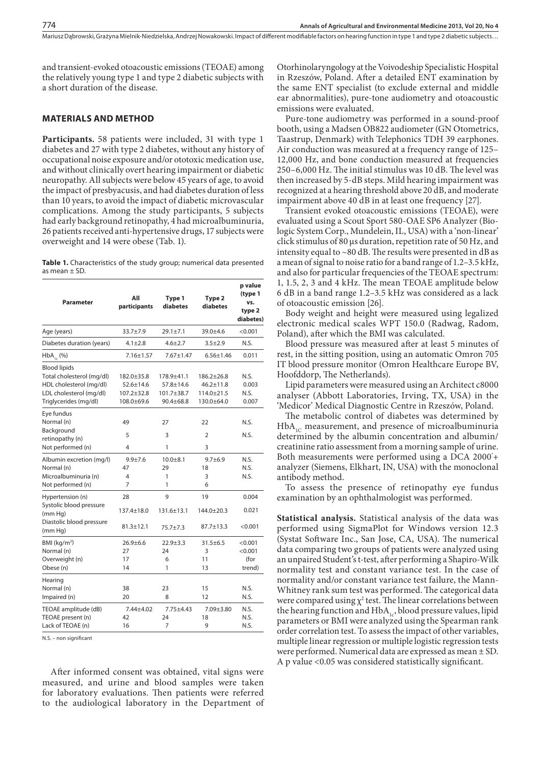and transient-evoked otoacoustic emissions (TEOAE) among the relatively young type 1 and type 2 diabetic subjects with a short duration of the disease.

## MATERIALS AND METHOD

**Participants.** 58 patients were included, 31 with type 1 diabetes and 27 with type 2 diabetes, without any history of occupational noise exposure and/or ototoxic medication use, and without clinically overt hearing impairment or diabetic neuropathy. All subjects were below 45 years of age, to avoid the impact of presbyacusis, and had diabetes duration of less than 10 years, to avoid the impact of diabetic microvascular complications. Among the study participants, 5 subjects had early background retinopathy, 4 had microalbuminuria, 26 patients received anti-hypertensive drugs, 17 subjects were overweight and 14 were obese (Tab. 1).

**Table 1.** Characteristics of the study group; numerical data presented as mean ± SD.

| Parameter | All participants | Type 1 diabetes | Type 2 diabetes | p value (type 1 vs. type 2 diabetes) |
|---|---|---|---|---|
| Age (years) | 33.7±7.9 | 29.1±7.1 | 39.0±4.6 | <0.001 |
| Diabetes duration (years) | 4.1±2.8 | 4.6±2.7 | 3.5±2.9 | N.S. |
| $HbA_{1c}$ (%) | 7.16±1.57 | 7.67±1.47 | 6.56±1.46 | 0.011 |
| Blood lipids | | | | |
| Total cholesterol (mg/dl) | 182.0±35.8 | 178.9±41.1 | 186.2±26.8 | N.S. |
| HDL cholesterol (mg/dl) | 52.6±14.6 | 57.8±14.6 | 46.2±11.8 | 0.003 |
| LDL cholesterol (mg/dl) | 107.2±32.8 | 101.7±38.7 | 114.0±21.5 | N.S. |
| Triglycerides (mg/dl) | 108.0±69.6 | 90.4±68.8 | 130.0±64.0 | 0.007 |
| Eye fundus | | | | |
| Normal (n) | 49 | 27 | 22 | N.S. |
| Background retinopathy (n) | 5 | 3 | 2 | N.S. |
| Not performed (n) | 4 | 1 | 3 | |
| Albumin excretion (mg/l) | 9.9±7.6 | 10.0±8.1 | 9.7±6.9 | N.S. |
| Normal (n) | 47 | 29 | 18 | N.S. |
| Microalbuminuria (n) | 4 | 1 | 3 | N.S. |
| Not performed (n) | 7 | 1 | 6 | |
| Hypertension (n) | 28 | 9 | 19 | 0.004 |
| Systolic blood pressure (mm Hg) | 137.4±18.0 | 131.6±13.1 | 144.0±20.3 | 0.021 |
| Diastolic blood pressure (mm Hg) | 81.3±12.1 | 75.7±7.3 | 87.7±13.3 | <0.001 |
| BMI (kg/m²) | 26.9±6.6 | 22.9±3.3 | 31.5±6.5 | <0.001 |
| Normal (n) | 27 | 24 | 3 | <0.001 |
| Overweight (n) | 17 | 6 | 11 | (for |
| Obese (n) | 14 | 1 | 13 | trend) |
| Hearing | | | | |
| Normal (n) | 38 | 23 | 15 | N.S. |
| Impaired (n) | 20 | 8 | 12 | N.S. |
| TEOAE amplitude (dB) | 7.44±4.02 | 7.75±4.43 | 7.09±3.80 | N.S. |
| TEOAE present (n) | 42 | 24 | 18 | N.S. |
| Lack of TEOAE (n) | 16 | 7 | 9 | N.S. |

N.S. – non significant

After informed consent was obtained, vital signs were measured, and urine and blood samples were taken for laboratory evaluations. Then patients were referred to the audiological laboratory in the Department of Otorhinolaryngology at the Voivodeship Specialistic Hospital in Rzeszów, Poland. After a detailed ENT examination by the same ENT specialist (to exclude external and middle ear abnormalities), pure-tone audiometry and otoacoustic emissions were evaluated.

Pure-tone audiometry was performed in a sound-proof booth, using a Madsen OB822 audiometer (GN Otometrics, Taastrup, Denmark) with Telephonics TDH 39 earphones. Air conduction was measured at a frequency range of 125–12,000 Hz, and bone conduction measured at frequencies 250–6,000 Hz. The initial stimulus was 10 dB. The level was then increased by 5-dB steps. Mild hearing impairment was recognized at a hearing threshold above 20 dB, and moderate impairment above 40 dB in at least one frequency [27].

Transient evoked otoacoustic emissions (TEOAE), were evaluated using a Scout Sport 580-OAE SP6 Analyzer (Biologic System Corp., Mundelein, IL, USA) with a 'non-linear' click stimulus of 80 µs duration, repetition rate of 50 Hz, and intensity equal to ~80 dB. The results were presented in dB as a mean of signal to noise ratio for a band range of 1.2–3.5 kHz, and also for particular frequencies of the TEOAE spectrum: 1, 1.5, 2, 3 and 4 kHz. The mean TEOAE amplitude below 6 dB in a band range 1.2–3.5 kHz was considered as a lack of otoacoustic emission [26].

Body weight and height were measured using legalized electronic medical scales WPT 150.0 (Radwag, Radom, Poland), after which the BMI was calculated.

Blood pressure was measured after at least 5 minutes of rest, in the sitting position, using an automatic Omron 705 IT blood pressure monitor (Omron Healthcare Europe BV, Hoofddorp, The Netherlands).

Lipid parameters were measured using an Architect c8000 analyser (Abbott Laboratories, Irving, TX, USA) in the 'Medicor' Medical Diagnostic Centre in Rzeszów, Poland.

The metabolic control of diabetes was determined by $HbA_{1C}$ measurement, and presence of microalbuminuria determined by the albumin concentration and albumin/creatinine ratio assessment from a morning sample of urine. Both measurements were performed using a DCA 2000®+ analyzer (Siemens, Elkhart, IN, USA) with the monoclonal antibody method.

To assess the presence of retinopathy eye fundus examination by an ophthalmologist was performed.

**Statistical analysis.** Statistical analysis of the data was performed using SigmaPlot for Windows version 12.3 (Systat Software Inc., San Jose, CA, USA). The numerical data comparing two groups of patients were analyzed using an unpaired Student's t-test, after performing a Shapiro-Wilk normality test and constant variance test. In the case of normality and/or constant variance test failure, the Mann-Whitney rank sum test was performed. The categorical data were compared using $\chi^2$ test. The linear correlations between the hearing function and $HbA_{1c}$, blood pressure values, lipid parameters or BMI were analyzed using the Spearman rank order correlation test. To assess the impact of other variables, multiple linear regression or multiple logistic regression tests were performed. Numerical data are expressed as mean ± SD. A p value <0.05 was considered statistically significant.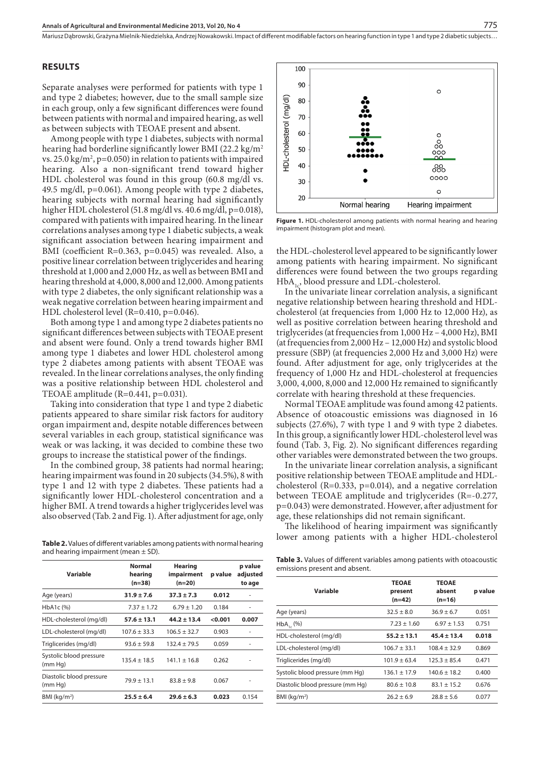## RESULTS

Separate analyses were performed for patients with type 1 and type 2 diabetes; however, due to the small sample size in each group, only a few significant differences were found between patients with normal and impaired hearing, as well as between subjects with TEOAE present and absent.

Among people with type 1 diabetes, subjects with normal hearing had borderline significantly lower BMI (22.2 kg/m$^2$ vs. 25.0 kg/m$^2$, p=0.050) in relation to patients with impaired hearing. Also a non-significant trend toward higher HDL cholesterol was found in this group (60.8 mg/dl vs. 49.5 mg/dl, p=0.061). Among people with type 2 diabetes, hearing subjects with normal hearing had significantly higher HDL cholesterol (51.8 mg/dl vs. 40.6 mg/dl, p=0.018), compared with patients with impaired hearing. In the linear correlations analyses among type 1 diabetic subjects, a weak significant association between hearing impairment and BMI (coefficient R=0.363, p=0.045) was revealed. Also, a positive linear correlation between triglycerides and hearing threshold at 1,000 and 2,000 Hz, as well as between BMI and hearing threshold at 4,000, 8,000 and 12,000. Among patients with type 2 diabetes, the only significant relationship was a weak negative correlation between hearing impairment and HDL cholesterol level (R=0.410, p=0.046).

Both among type 1 and among type 2 diabetes patients no significant differences between subjects with TEOAE present and absent were found. Only a trend towards higher BMI among type 1 diabetes and lower HDL cholesterol among type 2 diabetes among patients with absent TEOAE was revealed. In the linear correlations analyses, the only finding was a positive relationship between HDL cholesterol and TEOAE amplitude (R=0.441, p=0.031).

Taking into consideration that type 1 and type 2 diabetic patients appeared to share similar risk factors for auditory organ impairment and, despite notable differences between several variables in each group, statistical significance was weak or was lacking, it was decided to combine these two groups to increase the statistical power of the findings.

In the combined group, 38 patients had normal hearing; hearing impairment was found in 20 subjects (34.5%), 8 with type 1 and 12 with type 2 diabetes. These patients had a significantly lower HDL-cholesterol concentration and a higher BMI. A trend towards a higher triglycerides level was also observed (Tab. 2 and Fig. 1). After adjustment for age, only the HDL-cholesterol level appeared to be significantly lower among patients with hearing impairment. No significant differences were found between the two groups regarding $HbA_{1c}$, blood pressure and LDL-cholesterol.

**Table 2.** Values of different variables among patients with normal hearing and hearing impairment (mean ± SD).

| Variable | Normal hearing (n=38) | Hearing impairment (n=20) | p value | p value adjusted to age |
|---|---|---|---|---|
| Age (years) | **31.9 ± 7.6** | **37.3 ± 7.3** | **0.012** | - |
| HbA1c (%) | 7.37 ± 1.72 | 6.79 ± 1.20 | 0.184 | - |
| HDL-cholesterol (mg/dl) | **57.6 ± 13.1** | **44.2 ± 13.4** | **<0.001** | **0.007** |
| LDL-cholesterol (mg/dl) | 107.6 ± 33.3 | 106.5 ± 32.7 | 0.903 | - |
| Triglicerides (mg/dl) | 93.6 ± 59.8 | 132.4 ± 79.5 | 0.059 | - |
| Systolic blood pressure (mm Hg) | 135.4 ± 18.5 | 141.1 ± 16.8 | 0.262 | - |
| Diastolic blood pressure (mm Hg) | 79.9 ± 13.1 | 83.8 ± 9.8 | 0.067 | - |
| BMI (kg/m$^2$) | **25.5 ± 6.4** | **29.6 ± 6.3** | **0.023** | 0.154 |

**Figure 1.** HDL-cholesterol among patients with normal hearing and hearing impairment (histogram plot and mean).

In the univariate linear correlation analysis, a significant negative relationship between hearing threshold and HDL-cholesterol (at frequencies from 1,000 Hz to 12,000 Hz), as well as positive correlation between hearing threshold and triglycerides (at frequencies from 1,000 Hz – 4,000 Hz), BMI (at frequencies from 2,000 Hz – 12,000 Hz) and systolic blood pressure (SBP) (at frequencies 2,000 Hz and 3,000 Hz) were found. After adjustment for age, only triglycerides at the frequency of 1,000 Hz and HDL-cholesterol at frequencies 3,000, 4,000, 8,000 and 12,000 Hz remained to significantly correlate with hearing threshold at these frequencies.

Normal TEOAE amplitude was found among 42 patients. Absence of otoacoustic emissions was diagnosed in 16 subjects (27.6%), 7 with type 1 and 9 with type 2 diabetes. In this group, a significantly lower HDL-cholesterol level was found (Tab. 3, Fig. 2). No significant differences regarding other variables were demonstrated between the two groups.

In the univariate linear correlation analysis, a significant positive relationship between TEOAE amplitude and HDL-cholesterol (R=0.333, p=0.014), and a negative correlation between TEOAE amplitude and triglycerides (R=-0.277, p=0.043) were demonstrated. However, after adjustment for age, these relationships did not remain significant.

The likelihood of hearing impairment was significantly lower among patients with a higher HDL-cholesterol

**Table 3.** Values of different variables among patients with otoacoustic emissions present and absent.

| Variable | TEOAE present (n=42) | TEOAE absent (n=16) | p value |
|---|---|---|---|
| Age (years) | 32.5 ± 8.0 | 36.9 ± 6.7 | 0.051 |
| $HbA_{1c}$ (%) | 7.23 ± 1.60 | 6.97 ± 1.53 | 0.751 |
| HDL-cholesterol (mg/dl) | **55.2 ± 13.1** | **45.4 ± 13.4** | **0.018** |
| LDL-cholesterol (mg/dl) | 106.7 ± 33.1 | 108.4 ± 32.9 | 0.869 |
| Triglicerides (mg/dl) | 101.9 ± 63.4 | 125.3 ± 85.4 | 0.471 |
| Systolic blood pressure (mm Hg) | 136.1 ± 17.9 | 140.6 ± 18.2 | 0.400 |
| Diastolic blood pressure (mm Hg) | 80.6 ± 10.8 | 83.1 ± 15.2 | 0.676 |
| BMI (kg/m$^2$) | 26.2 ± 6.9 | 28.8 ± 5.6 | 0.077 |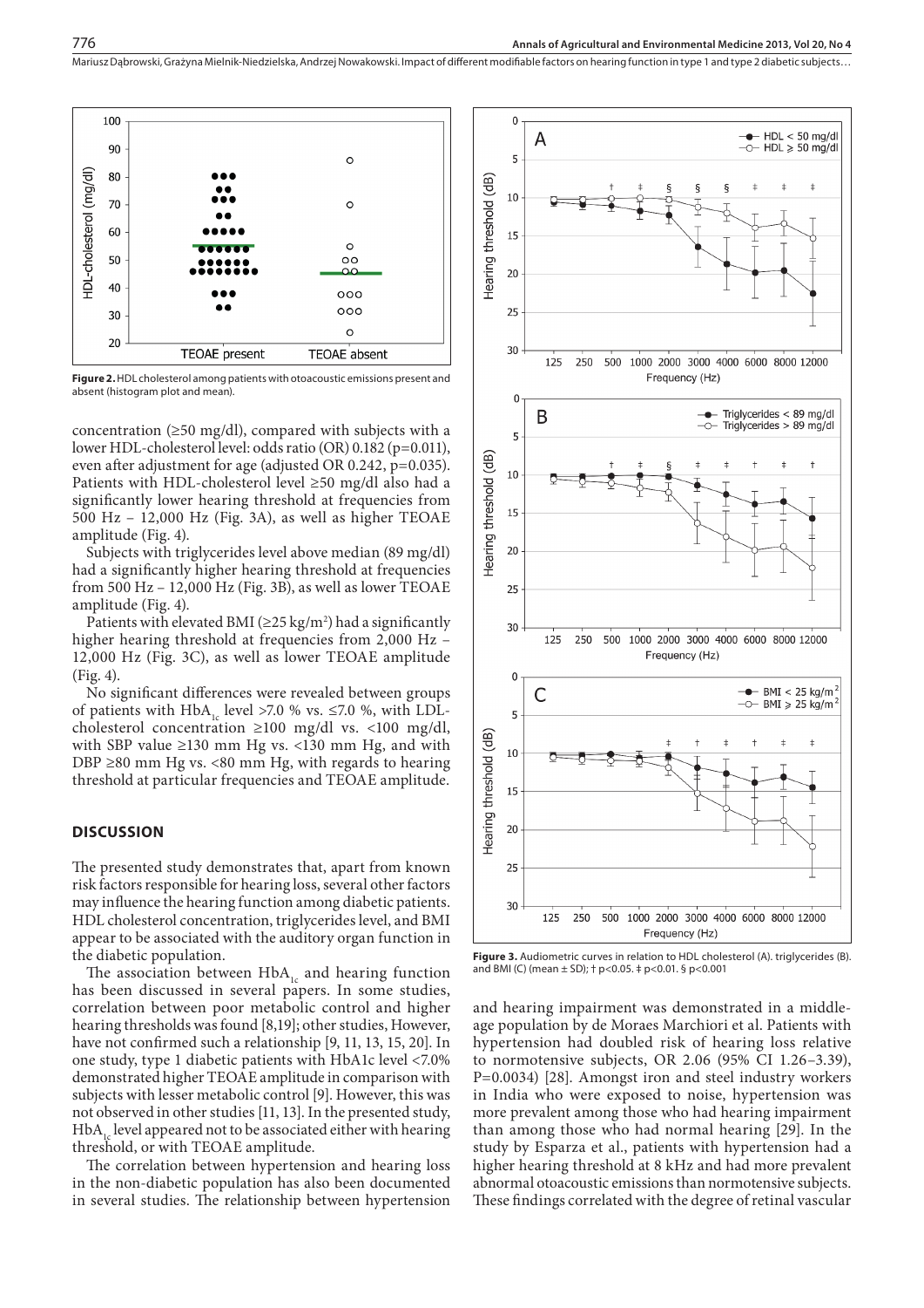Figure 2. HDL cholesterol among patients with otoacoustic emissions present and absent (histogram plot and mean).

concentration (≥50 mg/dl), compared with subjects with a lower HDL-cholesterol level: odds ratio (OR) 0.182 (p=0.011), even after adjustment for age (adjusted OR 0.242, p=0.035). Patients with HDL-cholesterol level ≥50 mg/dl also had a significantly lower hearing threshold at frequencies from 500 Hz – 12,000 Hz (Fig. 3A), as well as higher TEOAE amplitude (Fig. 4).

Subjects with triglycerides level above median (89 mg/dl) had a significantly higher hearing threshold at frequencies from 500 Hz – 12,000 Hz (Fig. 3B), as well as lower TEOAE amplitude (Fig. 4).

Patients with elevated BMI (≥25 kg/m$^2$) had a significantly higher hearing threshold at frequencies from 2,000 Hz – 12,000 Hz (Fig. 3C), as well as lower TEOAE amplitude (Fig. 4).

No significant differences were revealed between groups of patients with $HbA_{1c}$ level >7.0 % vs. ≤7.0 %, with LDL-cholesterol concentration ≥100 mg/dl vs. <100 mg/dl, with SBP value ≥130 mm Hg vs. <130 mm Hg, and with DBP ≥80 mm Hg vs. <80 mm Hg, with regards to hearing threshold at particular frequencies and TEOAE amplitude.

## DISCUSSION

The presented study demonstrates that, apart from known risk factors responsible for hearing loss, several other factors may influence the hearing function among diabetic patients. HDL cholesterol concentration, triglycerides level, and BMI appear to be associated with the auditory organ function in the diabetic population.

The association between $HbA_{1c}$ and hearing function has been discussed in several papers. In some studies, correlation between poor metabolic control and higher hearing thresholds was found [8,19]; other studies, However, have not confirmed such a relationship [9, 11, 13, 15, 20]. In one study, type 1 diabetic patients with HbA1c level <7.0% demonstrated higher TEOAE amplitude in comparison with subjects with lesser metabolic control [9]. However, this was not observed in other studies [11, 13]. In the presented study, $HbA_{1c}$ level appeared not to be associated either with hearing threshold, or with TEOAE amplitude.

The correlation between hypertension and hearing loss in the non-diabetic population has also been documented in several studies. The relationship between hypertension and hearing impairment was demonstrated in a middle-age population by de Moraes Marchiori et al. Patients with hypertension had doubled risk of hearing loss relative to normotensive subjects, OR 2.06 (95% CI 1.26–3.39), P=0.0034) [28]. Amongst iron and steel industry workers in India who were exposed to noise, hypertension was more prevalent among those who had hearing impairment than among those who had normal hearing [29]. In the study by Esparza et al., patients with hypertension had a higher hearing threshold at 8 kHz and had more prevalent abnormal otoacoustic emissions than normotensive subjects. These findings correlated with the degree of retinal vascular

Figure 3. Audiometric curves in relation to HDL cholesterol (A). triglycerides (B). and BMI (C) (mean ± SD); † p<0.05. ‡ p<0.01. § p<0.001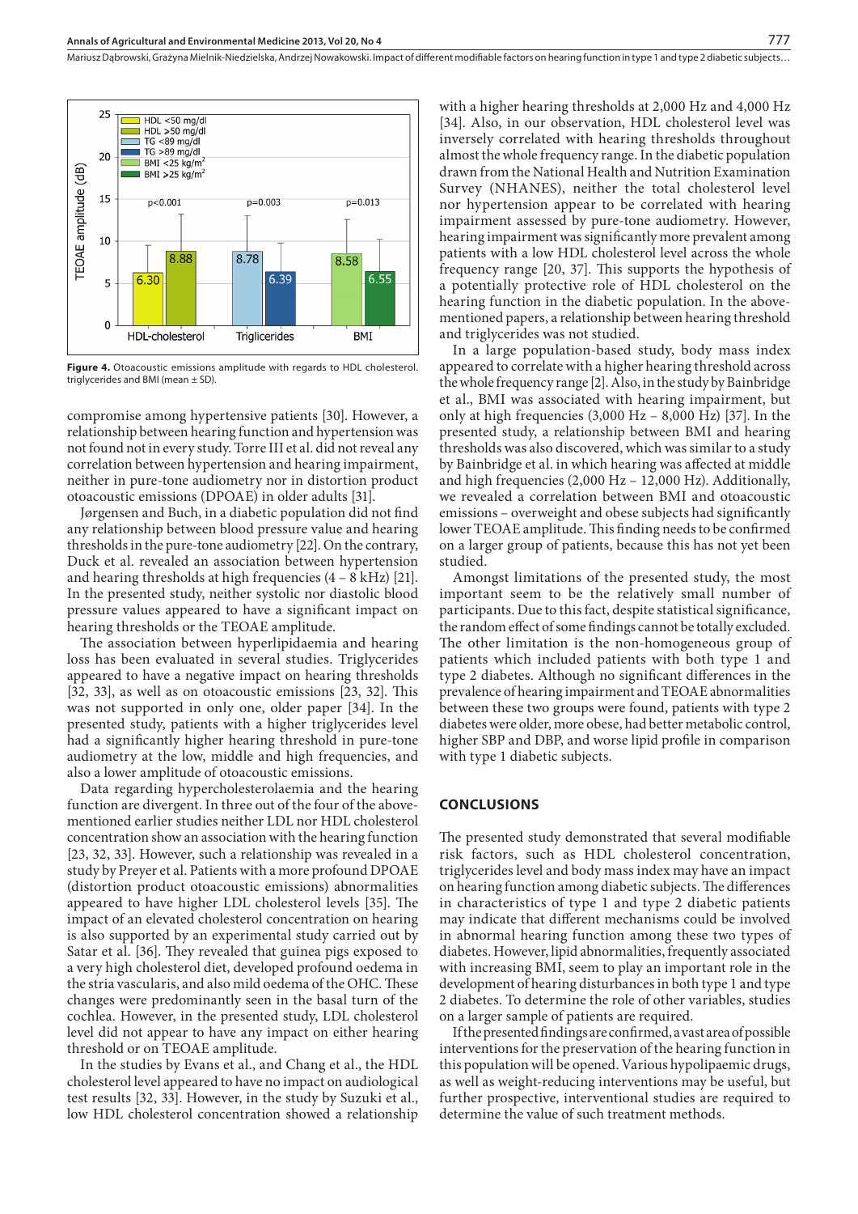**Figure 4.** Otoacoustic emissions amplitude with regards to HDL cholesterol. triglycerides and BMI (mean ± SD).

compromise among hypertensive patients [30]. However, a relationship between hearing function and hypertension was not found not in every study. Torre III et al. did not reveal any correlation between hypertension and hearing impairment, neither in pure-tone audiometry nor in distortion product otoacoustic emissions (DPOAE) in older adults [31].

Jørgensen and Buch, in a diabetic population did not find any relationship between blood pressure value and hearing thresholds in the pure-tone audiometry [22]. On the contrary, Duck et al. revealed an association between hypertension and hearing thresholds at high frequencies (4 – 8 kHz) [21]. In the presented study, neither systolic nor diastolic blood pressure values appeared to have a significant impact on hearing thresholds or the TEOAE amplitude.

The association between hyperlipidaemia and hearing loss has been evaluated in several studies. Triglycerides appeared to have a negative impact on hearing thresholds [32, 33], as well as on otoacoustic emissions [23, 32]. This was not supported in only one, older paper [34]. In the presented study, patients with a higher triglycerides level had a significantly higher hearing threshold in pure-tone audiometry at the low, middle and high frequencies, and also a lower amplitude of otoacoustic emissions.

Data regarding hypercholesterolaemia and the hearing function are divergent. In three out of the four of the above-mentioned earlier studies neither LDL nor HDL cholesterol concentration show an association with the hearing function [23, 32, 33]. However, such a relationship was revealed in a study by Preyer et al. Patients with a more profound DPOAE (distortion product otoacoustic emissions) abnormalities appeared to have higher LDL cholesterol levels [35]. The impact of an elevated cholesterol concentration on hearing is also supported by an experimental study carried out by Satar et al. [36]. They revealed that guinea pigs exposed to a very high cholesterol diet, developed profound oedema in the stria vascularis, and also mild oedema of the OHC. These changes were predominantly seen in the basal turn of the cochlea. However, in the presented study, LDL cholesterol level did not appear to have any impact on either hearing threshold or on TEOAE amplitude.

In the studies by Evans et al., and Chang et al., the HDL cholesterol level appeared to have no impact on audiological test results [32, 33]. However, in the study by Suzuki et al., low HDL cholesterol concentration showed a relationship with a higher hearing thresholds at 2,000 Hz and 4,000 Hz [34]. Also, in our observation, HDL cholesterol level was inversely correlated with hearing thresholds throughout almost the whole frequency range. In the diabetic population drawn from the National Health and Nutrition Examination Survey (NHANES), neither the total cholesterol level nor hypertension appear to be correlated with hearing impairment assessed by pure-tone audiometry. However, hearing impairment was significantly more prevalent among patients with a low HDL cholesterol level across the whole frequency range [20, 37]. This supports the hypothesis of a potentially protective role of HDL cholesterol on the hearing function in the diabetic population. In the above-mentioned papers, a relationship between hearing threshold and triglycerides was not studied.

In a large population-based study, body mass index appeared to correlate with a higher hearing threshold across the whole frequency range [2]. Also, in the study by Bainbridge et al., BMI was associated with hearing impairment, but only at high frequencies (3,000 Hz – 8,000 Hz) [37]. In the presented study, a relationship between BMI and hearing thresholds was also discovered, which was similar to a study by Bainbridge et al. in which hearing was affected at middle and high frequencies (2,000 Hz – 12,000 Hz). Additionally, we revealed a correlation between BMI and otoacoustic emissions – overweight and obese subjects had significantly lower TEOAE amplitude. This finding needs to be confirmed on a larger group of patients, because this has not yet been studied.

Amongst limitations of the presented study, the most important seem to be the relatively small number of participants. Due to this fact, despite statistical significance, the random effect of some findings cannot be totally excluded. The other limitation is the non-homogeneous group of patients which included patients with both type 1 and type 2 diabetes. Although no significant differences in the prevalence of hearing impairment and TEOAE abnormalities between these two groups were found, patients with type 2 diabetes were older, more obese, had better metabolic control, higher SBP and DBP, and worse lipid profile in comparison with type 1 diabetic subjects.

## CONCLUSIONS

The presented study demonstrated that several modifiable risk factors, such as HDL cholesterol concentration, triglycerides level and body mass index may have an impact on hearing function among diabetic subjects. The differences in characteristics of type 1 and type 2 diabetic patients may indicate that different mechanisms could be involved in abnormal hearing function among these two types of diabetes. However, lipid abnormalities, frequently associated with increasing BMI, seem to play an important role in the development of hearing disturbances in both type 1 and type 2 diabetes. To determine the role of other variables, studies on a larger sample of patients are required.

If the presented findings are confirmed, a vast area of possible interventions for the preservation of the hearing function in this population will be opened. Various hypolipaemic drugs, as well as weight-reducing interventions may be useful, but further prospective, interventional studies are required to determine the value of such treatment methods.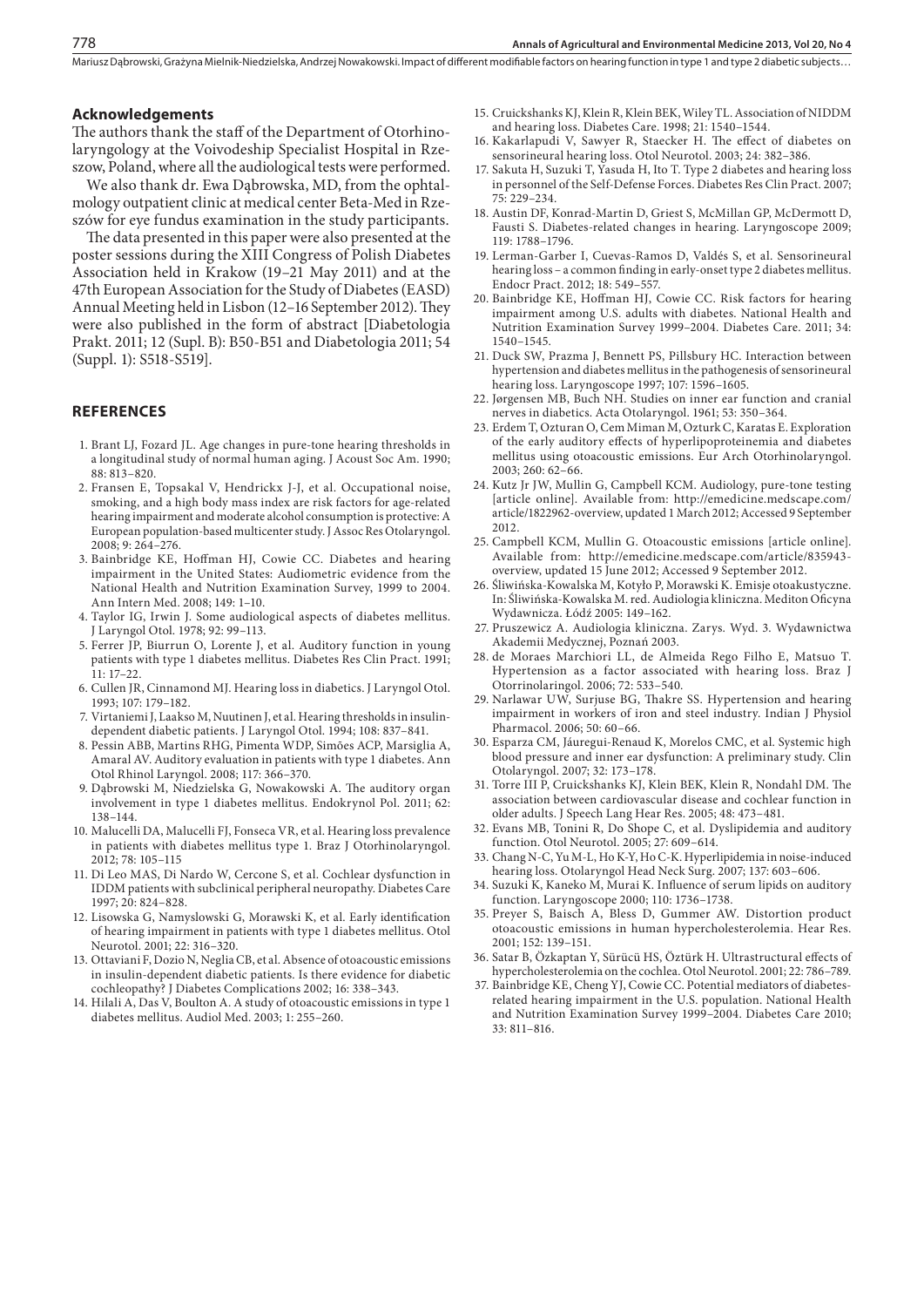## Acknowledgements

The authors thank the staff of the Department of Otorhinolaryngology at the Voivodeship Specialist Hospital in Rzeszow, Poland, where all the audiological tests were performed.

We also thank dr. Ewa Dąbrowska, MD, from the ophtalmology outpatient clinic at medical center Beta-Med in Rzeszów for eye fundus examination in the study participants.

The data presented in this paper were also presented at the poster sessions during the XIII Congress of Polish Diabetes Association held in Krakow (19–21 May 2011) and at the 47th European Association for the Study of Diabetes (EASD) Annual Meeting held in Lisbon (12–16 September 2012). They were also published in the form of abstract [Diabetologia Prakt. 2011; 12 (Supl. B): B50-B51 and Diabetologia 2011; 54 (Suppl. 1): S518-S519].

## REFERENCES

1. Brant LJ, Fozard JL. Age changes in pure-tone hearing thresholds in a longitudinal study of normal human aging. J Acoust Soc Am. 1990; 88: 813–820.
2. Fransen E, Topsakal V, Hendrickx J-J, et al. Occupational noise, smoking, and a high body mass index are risk factors for age-related hearing impairment and moderate alcohol consumption is protective: A European population-based multicenter study. J Assoc Res Otolaryngol. 2008; 9: 264–276.
3. Bainbridge KE, Hoffman HJ, Cowie CC. Diabetes and hearing impairment in the United States: Audiometric evidence from the National Health and Nutrition Examination Survey, 1999 to 2004. Ann Intern Med. 2008; 149: 1–10.
4. Taylor IG, Irwin J. Some audiological aspects of diabetes mellitus. J Laryngol Otol. 1978; 92: 99–113.
5. Ferrer JP, Biurrun O, Lorente J, et al. Auditory function in young patients with type 1 diabetes mellitus. Diabetes Res Clin Pract. 1991; 11: 17–22.
6. Cullen JR, Cinnamond MJ. Hearing loss in diabetics. J Laryngol Otol. 1993; 107: 179–182.
7. Virtaniemi J, Laakso M, Nuutinen J, et al. Hearing thresholds in insulin-dependent diabetic patients. J Laryngol Otol. 1994; 108: 837–841.
8. Pessin ABB, Martins RHG, Pimenta WDP, Simões ACP, Marsiglia A, Amaral AV. Auditory evaluation in patients with type 1 diabetes. Ann Otol Rhinol Laryngol. 2008; 117: 366–370.
9. Dąbrowski M, Niedzielska G, Nowakowski A. The auditory organ involvement in type 1 diabetes mellitus. Endokrynol Pol. 2011; 62: 138–144.
10. Malucelli DA, Malucelli FJ, Fonseca VR, et al. Hearing loss prevalence in patients with diabetes mellitus type 1. Braz J Otorhinolaryngol. 2012; 78: 105–115
11. Di Leo MAS, Di Nardo W, Cercone S, et al. Cochlear dysfunction in IDDM patients with subclinical peripheral neuropathy. Diabetes Care 1997; 20: 824–828.
12. Lisowska G, Namyslowski G, Morawski K, et al. Early identification of hearing impairment in patients with type 1 diabetes mellitus. Otol Neurotol. 2001; 22: 316–320.
13. Ottaviani F, Dozio N, Neglia CB, et al. Absence of otoacoustic emissions in insulin-dependent diabetic patients. Is there evidence for diabetic cochleopathy? J Diabetes Complications 2002; 16: 338–343.
14. Hilali A, Das V, Boulton A. A study of otoacoustic emissions in type 1 diabetes mellitus. Audiol Med. 2003; 1: 255–260.
15. Cruickshanks KJ, Klein R, Klein BEK, Wiley TL. Association of NIDDM and hearing loss. Diabetes Care. 1998; 21: 1540–1544.
16. Kakarlapudi V, Sawyer R, Staecker H. The effect of diabetes on sensorineural hearing loss. Otol Neurotol. 2003; 24: 382–386.
17. Sakuta H, Suzuki T, Yasuda H, Ito T. Type 2 diabetes and hearing loss in personnel of the Self-Defense Forces. Diabetes Res Clin Pract. 2007; 75: 229–234.
18. Austin DF, Konrad-Martin D, Griest S, McMillan GP, McDermott D, Fausti S. Diabetes-related changes in hearing. Laryngoscope 2009; 119: 1788–1796.
19. Lerman-Garber I, Cuevas-Ramos D, Valdés S, et al. Sensorineural hearing loss – a common finding in early-onset type 2 diabetes mellitus. Endocr Pract. 2012; 18: 549–557.
20. Bainbridge KE, Hoffman HJ, Cowie CC. Risk factors for hearing impairment among U.S. adults with diabetes. National Health and Nutrition Examination Survey 1999–2004. Diabetes Care. 2011; 34: 1540–1545.
21. Duck SW, Prazma J, Bennett PS, Pillsbury HC. Interaction between hypertension and diabetes mellitus in the pathogenesis of sensorineural hearing loss. Laryngoscope 1997; 107: 1596–1605.
22. Jørgensen MB, Buch NH. Studies on inner ear function and cranial nerves in diabetics. Acta Otolaryngol. 1961; 53: 350–364.
23. Erdem T, Ozturan O, Cem Miman M, Ozturk C, Karatas E. Exploration of the early auditory effects of hyperlipoproteinemia and diabetes mellitus using otoacoustic emissions. Eur Arch Otorhinolaryngol. 2003; 260: 62–66.
24. Kutz Jr JW, Mullin G, Campbell KCM. Audiology, pure-tone testing [article online]. Available from: http://emedicine.medscape.com/article/1822962-overview, updated 1 March 2012; Accessed 9 September 2012.
25. Campbell KCM, Mullin G. Otoacoustic emissions [article online]. Available from: http://emedicine.medscape.com/article/835943-overview, updated 15 June 2012; Accessed 9 September 2012.
26. Śliwińska-Kowalska M, Kotyło P, Morawski K. Emisje otoakustyczne. In: Śliwińska-Kowalska M. red. Audiologia kliniczna. Mediton Oficyna Wydawnicza. Łódź 2005: 149–162.
27. Pruszewicz A. Audiologia kliniczna. Zarys. Wyd. 3. Wydawnictwa Akademii Medycznej, Poznań 2003.
28. de Moraes Marchiori LL, de Almeida Rego Filho E, Matsuo T. Hypertension as a factor associated with hearing loss. Braz J Otorrinolaringol. 2006; 72: 533–540.
29. Narlawar UW, Surjuse BG, Thakre SS. Hypertension and hearing impairment in workers of iron and steel industry. Indian J Physiol Pharmacol. 2006; 50: 60–66.
30. Esparza CM, Jáuregui-Renaud K, Morelos CMC, et al. Systemic high blood pressure and inner ear dysfunction: A preliminary study. Clin Otolaryngol. 2007; 32: 173–178.
31. Torre III P, Cruickshanks KJ, Klein BEK, Klein R, Nondahl DM. The association between cardiovascular disease and cochlear function in older adults. J Speech Lang Hear Res. 2005; 48: 473–481.
32. Evans MB, Tonini R, Do Shope C, et al. Dyslipidemia and auditory function. Otol Neurotol. 2005; 27: 609–614.
33. Chang N-C, Yu M-L, Ho K-Y, Ho C-K. Hyperlipidemia in noise-induced hearing loss. Otolaryngol Head Neck Surg. 2007; 137: 603–606.
34. Suzuki K, Kaneko M, Murai K. Influence of serum lipids on auditory function. Laryngoscope 2000; 110: 1736–1738.
35. Preyer S, Baisch A, Bless D, Gummer AW. Distortion product otoacoustic emissions in human hypercholesterolemia. Hear Res. 2001; 152: 139–151.
36. Satar B, Özkaptan Y, Sürücü HS, Öztürk H. Ultrastructural effects of hypercholesterolemia on the cochlea. Otol Neurotol. 2001; 22: 786–789.
37. Bainbridge KE, Cheng YJ, Cowie CC. Potential mediators of diabetes-related hearing impairment in the U.S. population. National Health and Nutrition Examination Survey 1999–2004. Diabetes Care 2010; 33: 811–816.